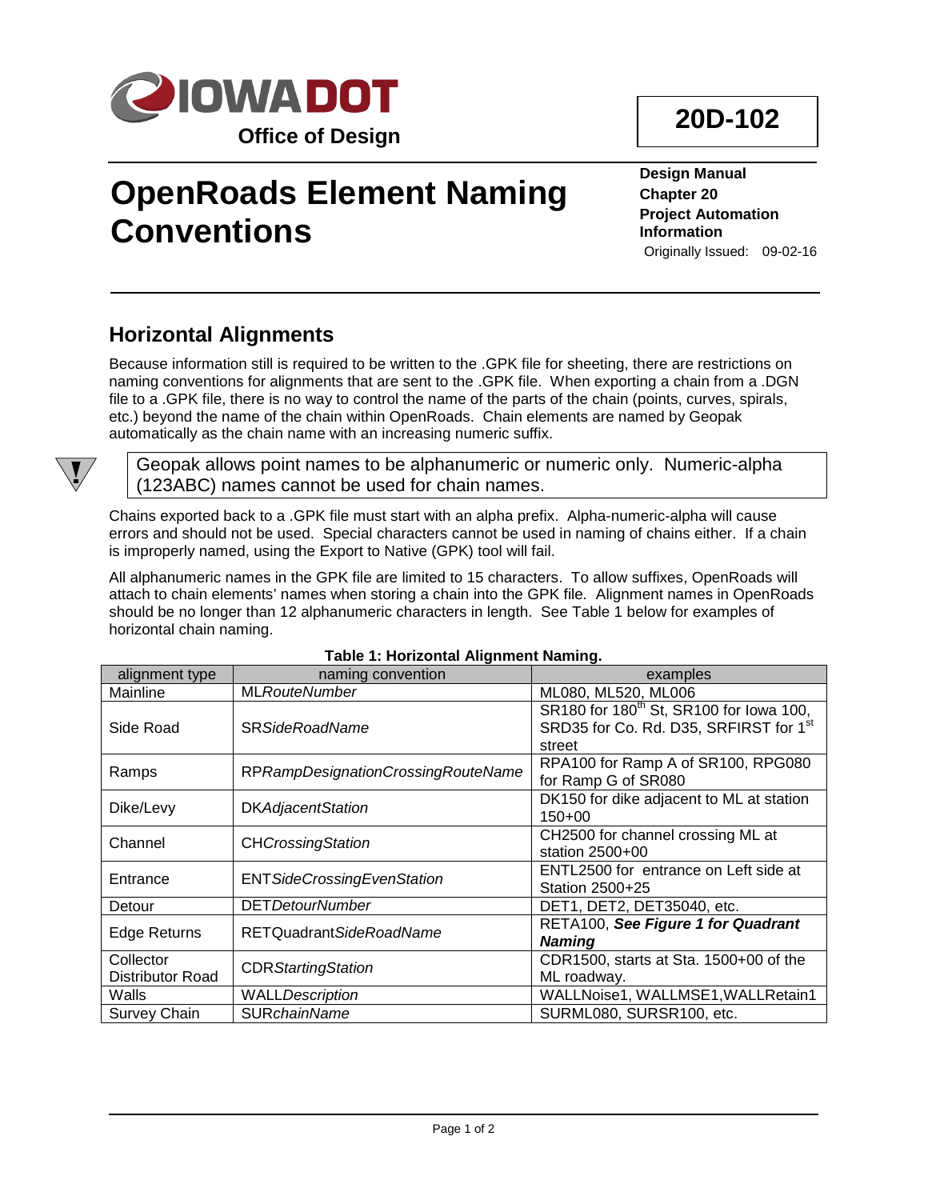IOWA DOT
Office of Design

**20D-102**

# OpenRoads Element Naming Conventions

**Design Manual**
**Chapter 20**
**Project Automation Information**
Originally Issued: 09-02-16

## Horizontal Alignments

Because information still is required to be written to the .GPK file for sheeting, there are restrictions on naming conventions for alignments that are sent to the .GPK file. When exporting a chain from a .DGN file to a .GPK file, there is no way to control the name of the parts of the chain (points, curves, spirals, etc.) beyond the name of the chain within OpenRoads. Chain elements are named by Geopak automatically as the chain name with an increasing numeric suffix.

> Geopak allows point names to be alphanumeric or numeric only. Numeric-alpha (123ABC) names cannot be used for chain names.

Chains exported back to a .GPK file must start with an alpha prefix. Alpha-numeric-alpha will cause errors and should not be used. Special characters cannot be used in naming of chains either. If a chain is improperly named, using the Export to Native (GPK) tool will fail.

All alphanumeric names in the GPK file are limited to 15 characters. To allow suffixes, OpenRoads will attach to chain elements' names when storing a chain into the GPK file. Alignment names in OpenRoads should be no longer than 12 alphanumeric characters in length. See Table 1 below for examples of horizontal chain naming.

**Table 1: Horizontal Alignment Naming.**

| alignment type | naming convention | examples |
|---|---|---|
| Mainline | ML*RouteNumber* | ML080, ML520, ML006 |
| Side Road | SR*SideRoadName* | SR180 for 180th St, SR100 for Iowa 100, SRD35 for Co. Rd. D35, SRFIRST for 1st street |
| Ramps | RP*RampDesignationCrossingRouteName* | RPA100 for Ramp A of SR100, RPG080 for Ramp G of SR080 |
| Dike/Levy | DK*AdjacentStation* | DK150 for dike adjacent to ML at station 150+00 |
| Channel | CH*CrossingStation* | CH2500 for channel crossing ML at station 2500+00 |
| Entrance | ENT*SideCrossingEvenStation* | ENTL2500 for entrance on Left side at Station 2500+25 |
| Detour | DET*DetourNumber* | DET1, DET2, DET35040, etc. |
| Edge Returns | RETQuadrant*SideRoadName* | RETA100, ***See Figure 1 for Quadrant Naming*** |
| Collector Distributor Road | CDR*StartingStation* | CDR1500, starts at Sta. 1500+00 of the ML roadway. |
| Walls | WALL*Description* | WALLNoise1, WALLMSE1,WALLRetain1 |
| Survey Chain | SUR*chainName* | SURML080, SURSR100, etc. |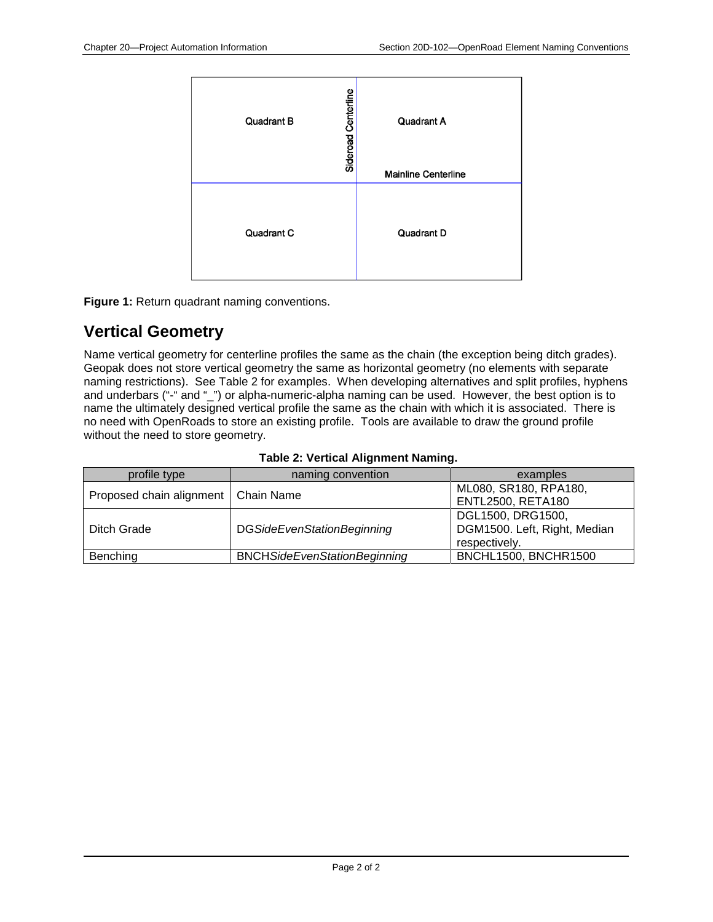Quadrant B

Sideroad Centerline

Quadrant A

Mainline Centerline

Quadrant C

Quadrant D

**Figure 1:** Return quadrant naming conventions.

## Vertical Geometry

Name vertical geometry for centerline profiles the same as the chain (the exception being ditch grades). Geopak does not store vertical geometry the same as horizontal geometry (no elements with separate naming restrictions). See Table 2 for examples. When developing alternatives and split profiles, hyphens and underbars ("-" and "_") or alpha-numeric-alpha naming can be used. However, the best option is to name the ultimately designed vertical profile the same as the chain with which it is associated. There is no need with OpenRoads to store an existing profile. Tools are available to draw the ground profile without the need to store geometry.

**Table 2: Vertical Alignment Naming.**

| profile type | naming convention | examples |
|---|---|---|
| Proposed chain alignment | Chain Name | ML080, SR180, RPA180, ENTL2500, RETA180 |
| Ditch Grade | DG*SideEvenStationBeginning* | DGL1500, DRG1500, DGM1500. Left, Right, Median respectively. |
| Benching | BNCH*SideEvenStationBeginning* | BNCHL1500, BNCHR1500 |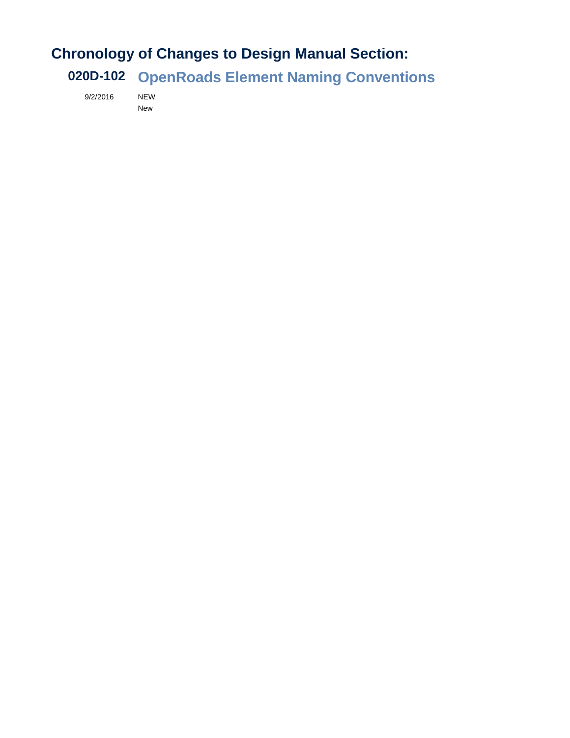# Chronology of Changes to Design Manual Section:

## 020D-102 OpenRoads Element Naming Conventions

| | |
|---|---|
| 9/2/2016 | NEW<br>New |